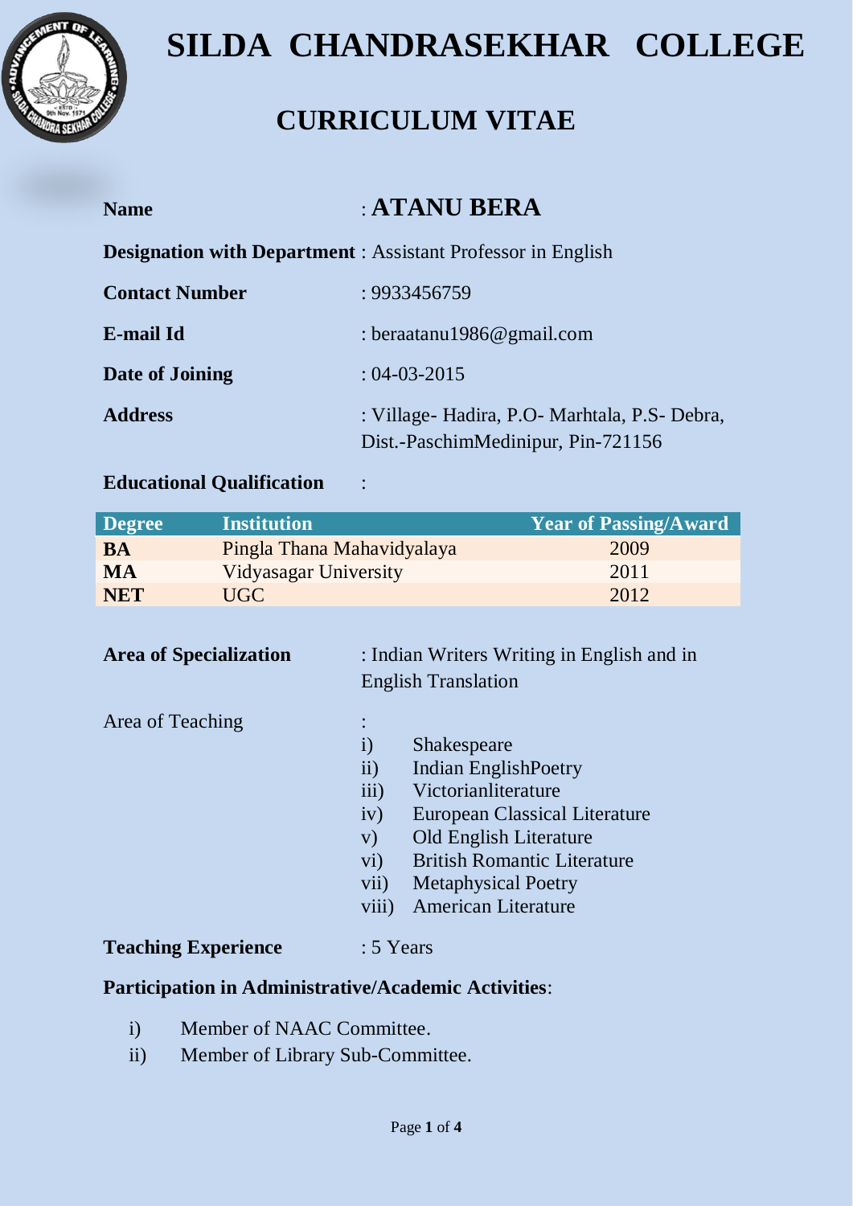# SILDA CHANDRASEKHAR COLLEGE

## CURRICULUM VITAE

**Name** : **ATANU BERA**

**Designation with Department** : Assistant Professor in English

**Contact Number** : 9933456759

**E-mail Id** : beraatanu1986@gmail.com

**Date of Joining** : 04-03-2015

**Address** : Village- Hadira, P.O- Marhtala, P.S- Debra, Dist.-PaschimMedinipur, Pin-721156

**Educational Qualification** :

| Degree | Institution | Year of Passing/Award |
|---|---|---|
| **BA** | Pingla Thana Mahavidyalaya | 2009 |
| **MA** | Vidyasagar University | 2011 |
| **NET** | UGC | 2012 |

**Area of Specialization** : Indian Writers Writing in English and in English Translation

Area of Teaching :

i) Shakespeare
ii) Indian EnglishPoetry
iii) Victorianliterature
iv) European Classical Literature
v) Old English Literature
vi) British Romantic Literature
vii) Metaphysical Poetry
viii) American Literature

**Teaching Experience** : 5 Years

**Participation in Administrative/Academic Activities**:

i) Member of NAAC Committee.
ii) Member of Library Sub-Committee.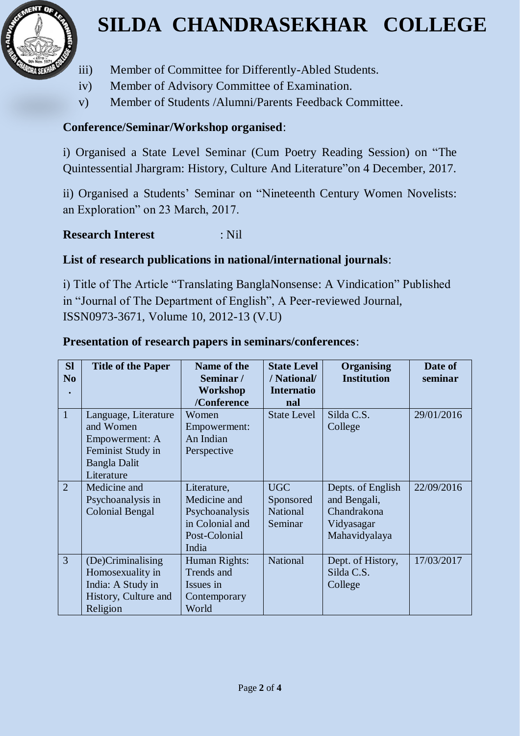iii) Member of Committee for Differently-Abled Students.
iv) Member of Advisory Committee of Examination.
v) Member of Students /Alumni/Parents Feedback Committee.

**Conference/Seminar/Workshop organised**:

i) Organised a State Level Seminar (Cum Poetry Reading Session) on "The Quintessential Jhargram: History, Culture And Literature"on 4 December, 2017.

ii) Organised a Students' Seminar on "Nineteenth Century Women Novelists: an Exploration" on 23 March, 2017.

**Research Interest** : Nil

**List of research publications in national/international journals**:

i) Title of The Article "Translating BanglaNonsense: A Vindication" Published in "Journal of The Department of English", A Peer-reviewed Journal, ISSN0973-3671, Volume 10, 2012-13 (V.U)

**Presentation of research papers in seminars/conferences**:

| Sl No. | Title of the Paper | Name of the Seminar / Workshop /Conference | State Level / National/ International | Organising Institution | Date of seminar |
|---|---|---|---|---|---|
| 1 | Language, Literature and Women Empowerment: A Feminist Study in Bangla Dalit Literature | Women Empowerment: An Indian Perspective | State Level | Silda C.S. College | 29/01/2016 |
| 2 | Medicine and Psychoanalysis in Colonial Bengal | Literature, Medicine and Psychoanalysis in Colonial and Post-Colonial India | UGC Sponsored National Seminar | Depts. of English and Bengali, Chandrakona Vidyasagar Mahavidyalaya | 22/09/2016 |
| 3 | (De)Criminalising Homosexuality in India: A Study in History, Culture and Religion | Human Rights: Trends and Issues in Contemporary World | National | Dept. of History, Silda C.S. College | 17/03/2017 |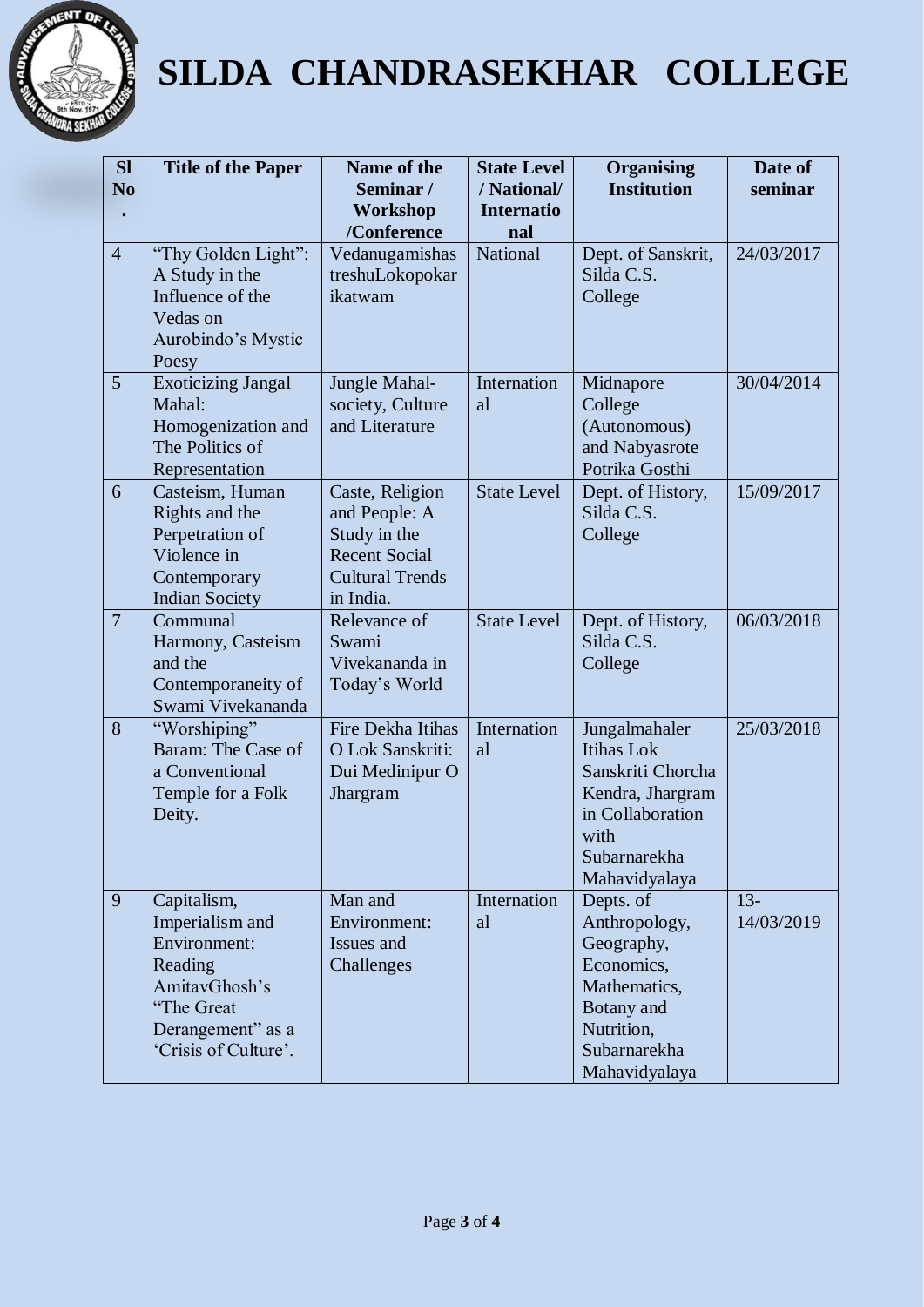# SILDA CHANDRASEKHAR COLLEGE

| Sl No. | Title of the Paper | Name of the Seminar / Workshop /Conference | State Level / National/ International | Organising Institution | Date of seminar |
|---|---|---|---|---|---|
| 4 | "Thy Golden Light": A Study in the Influence of the Vedas on Aurobindo's Mystic Poesy | Vedanugamishas treshuLokopokar ikatwam | National | Dept. of Sanskrit, Silda C.S. College | 24/03/2017 |
| 5 | Exoticizing Jangal Mahal: Homogenization and The Politics of Representation | Jungle Mahal- society, Culture and Literature | International | Midnapore College (Autonomous) and Nabyasrote Potrika Gosthi | 30/04/2014 |
| 6 | Casteism, Human Rights and the Perpetration of Violence in Contemporary Indian Society | Caste, Religion and People: A Study in the Recent Social Cultural Trends in India. | State Level | Dept. of History, Silda C.S. College | 15/09/2017 |
| 7 | Communal Harmony, Casteism and the Contemporaneity of Swami Vivekananda | Relevance of Swami Vivekananda in Today's World | State Level | Dept. of History, Silda C.S. College | 06/03/2018 |
| 8 | "Worshiping" Baram: The Case of a Conventional Temple for a Folk Deity. | Fire Dekha Itihas O Lok Sanskriti: Dui Medinipur O Jhargram | International | Jungalmahaler Itihas Lok Sanskriti Chorcha Kendra, Jhargram in Collaboration with Subarnarekha Mahavidyalaya | 25/03/2018 |
| 9 | Capitalism, Imperialism and Environment: Reading AmitavGhosh's "The Great Derangement" as a 'Crisis of Culture'. | Man and Environment: Issues and Challenges | International | Depts. of Anthropology, Geography, Economics, Mathematics, Botany and Nutrition, Subarnarekha Mahavidyalaya | 13-14/03/2019 |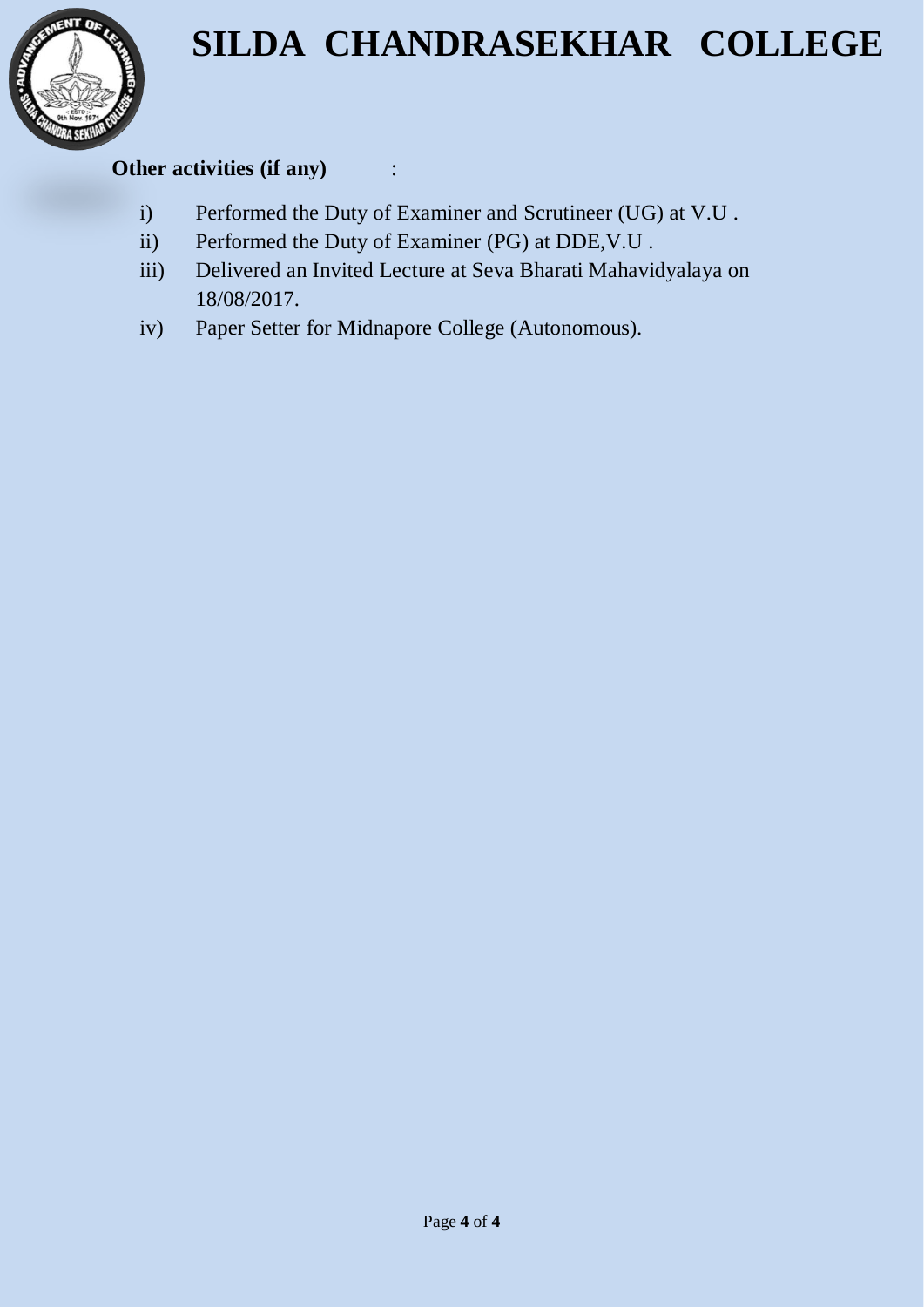**Other activities (if any)** :

i) Performed the Duty of Examiner and Scrutineer (UG) at V.U .

ii) Performed the Duty of Examiner (PG) at DDE,V.U .

iii) Delivered an Invited Lecture at Seva Bharati Mahavidyalaya on 18/08/2017.

iv) Paper Setter for Midnapore College (Autonomous).